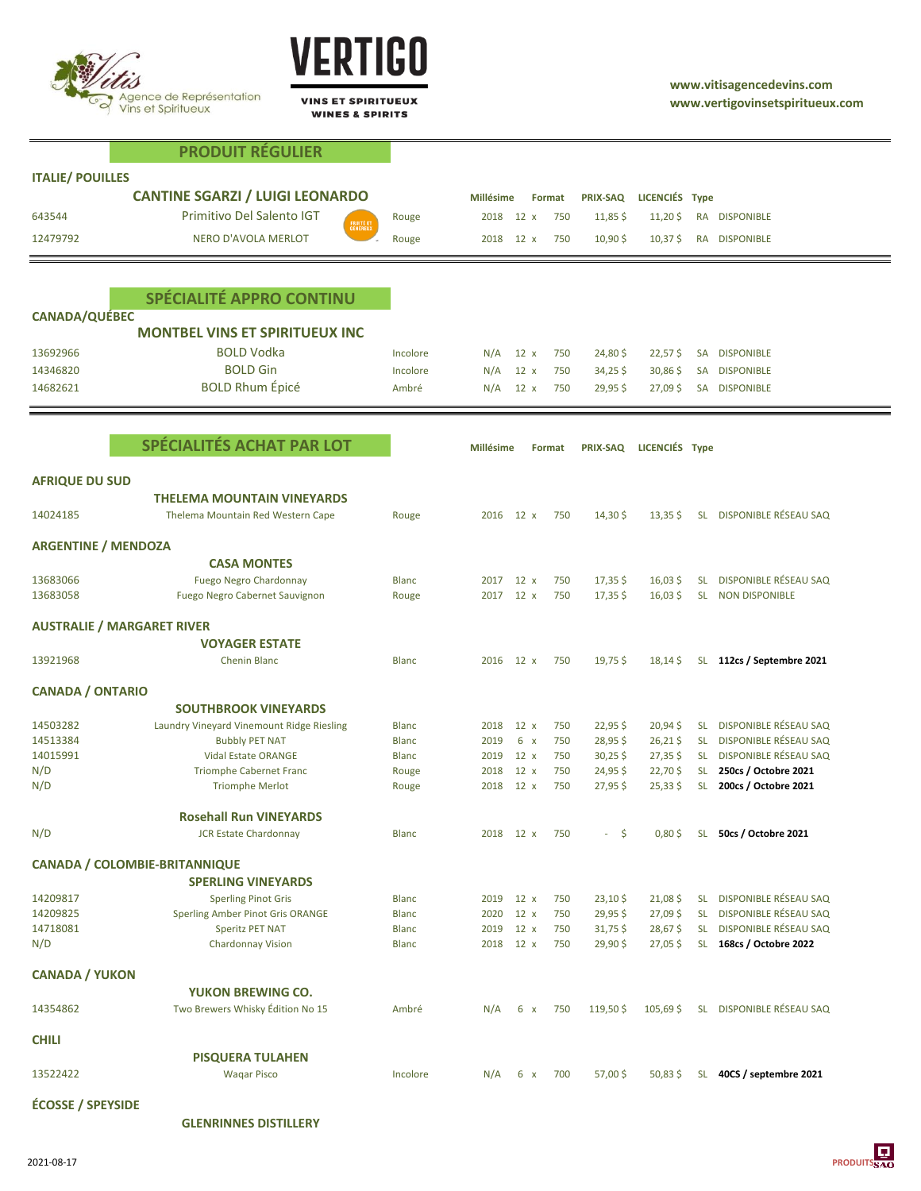VERTIGO

VINS ET SPIRITUEUX
WINES & SPIRITS

Vitis Agence de Représentation Vins et Spiritueux

www.vitisagencedevins.com
www.vertigovinsetspiritueux.com

## PRODUIT RÉGULIER

### ITALIE/ POUILLES

#### CANTINE SGARZI / LUIGI LEONARDO

| | | | Millésime | Format | PRIX-SAQ | LICENCIÉS | Type | |
|---|---|---|---|---|---|---|---|---|
| 643544 | Primitivo Del Salento IGT | Rouge | 2018 | 12 x 750 | 11,85 $ | 11,20 $ | RA | DISPONIBLE |
| 12479792 | NERO D'AVOLA MERLOT | Rouge | 2018 | 12 x 750 | 10,90 $ | 10,37 $ | RA | DISPONIBLE |

## SPÉCIALITÉ APPRO CONTINU

### CANADA/QUÉBEC

#### MONTBEL VINS ET SPIRITUEUX INC

| | | | Millésime | Format | PRIX-SAQ | LICENCIÉS | Type | |
|---|---|---|---|---|---|---|---|---|
| 13692966 | BOLD Vodka | Incolore | N/A | 12 x 750 | 24,80 $ | 22,57 $ | SA | DISPONIBLE |
| 14346820 | BOLD Gin | Incolore | N/A | 12 x 750 | 34,25 $ | 30,86 $ | SA | DISPONIBLE |
| 14682621 | BOLD Rhum Épicé | Ambré | N/A | 12 x 750 | 29,95 $ | 27,09 $ | SA | DISPONIBLE |

## SPÉCIALITÉS ACHAT PAR LOT

| | | | Millésime | Format | PRIX-SAQ | LICENCIÉS | Type | |
|---|---|---|---|---|---|---|---|---|
| **AFRIQUE DU SUD** | | | | | | | | |
| | **THELEMA MOUNTAIN VINEYARDS** | | | | | | | |
| 14024185 | Thelema Mountain Red Western Cape | Rouge | 2016 | 12 x 750 | 14,30 $ | 13,35 $ | SL | DISPONIBLE RÉSEAU SAQ |
| **ARGENTINE / MENDOZA** | | | | | | | | |
| | **CASA MONTES** | | | | | | | |
| 13683066 | Fuego Negro Chardonnay | Blanc | 2017 | 12 x 750 | 17,35 $ | 16,03 $ | SL | DISPONIBLE RÉSEAU SAQ |
| 13683058 | Fuego Negro Cabernet Sauvignon | Rouge | 2017 | 12 x 750 | 17,35 $ | 16,03 $ | SL | NON DISPONIBLE |
| **AUSTRALIE / MARGARET RIVER** | | | | | | | | |
| | **VOYAGER ESTATE** | | | | | | | |
| 13921968 | Chenin Blanc | Blanc | 2016 | 12 x 750 | 19,75 $ | 18,14 $ | SL | **112cs / Septembre 2021** |
| **CANADA / ONTARIO** | | | | | | | | |
| | **SOUTHBROOK VINEYARDS** | | | | | | | |
| 14503282 | Laundry Vineyard Vinemount Ridge Riesling | Blanc | 2018 | 12 x 750 | 22,95 $ | 20,94 $ | SL | DISPONIBLE RÉSEAU SAQ |
| 14513384 | Bubbly PET NAT | Blanc | 2019 | 6 x 750 | 28,95 $ | 26,21 $ | SL | DISPONIBLE RÉSEAU SAQ |
| 14015991 | Vidal Estate ORANGE | Blanc | 2019 | 12 x 750 | 30,25 $ | 27,35 $ | SL | DISPONIBLE RÉSEAU SAQ |
| N/D | Triomphe Cabernet Franc | Rouge | 2018 | 12 x 750 | 24,95 $ | 22,70 $ | SL | **250cs / Octobre 2021** |
| N/D | Triomphe Merlot | Rouge | 2018 | 12 x 750 | 27,95 $ | 25,33 $ | SL | **200cs / Octobre 2021** |
| | **Rosehall Run VINEYARDS** | | | | | | | |
| N/D | JCR Estate Chardonnay | Blanc | 2018 | 12 x 750 | - $ | 0,80 $ | SL | **50cs / Octobre 2021** |
| **CANADA / COLOMBIE-BRITANNIQUE** | | | | | | | | |
| | **SPERLING VINEYARDS** | | | | | | | |
| 14209817 | Sperling Pinot Gris | Blanc | 2019 | 12 x 750 | 23,10 $ | 21,08 $ | SL | DISPONIBLE RÉSEAU SAQ |
| 14209825 | Sperling Amber Pinot Gris ORANGE | Blanc | 2020 | 12 x 750 | 29,95 $ | 27,09 $ | SL | DISPONIBLE RÉSEAU SAQ |
| 14718081 | Speritz PET NAT | Blanc | 2019 | 12 x 750 | 31,75 $ | 28,67 $ | SL | DISPONIBLE RÉSEAU SAQ |
| N/D | Chardonnay Vision | Blanc | 2018 | 12 x 750 | 29,90 $ | 27,05 $ | SL | **168cs / Octobre 2022** |
| **CANADA / YUKON** | | | | | | | | |
| | **YUKON BREWING CO.** | | | | | | | |
| 14354862 | Two Brewers Whisky Édition No 15 | Ambré | N/A | 6 x 750 | 119,50 $ | 105,69 $ | SL | DISPONIBLE RÉSEAU SAQ |
| **CHILI** | | | | | | | | |
| | **PISQUERA TULAHEN** | | | | | | | |
| 13522422 | Waqar Pisco | Incolore | N/A | 6 x 700 | 57,00 $ | 50,83 $ | SL | **40CS / septembre 2021** |
| **ÉCOSSE / SPEYSIDE** | | | | | | | | |
| | **GLENRINNES DISTILLERY** | | | | | | | |

2021-08-17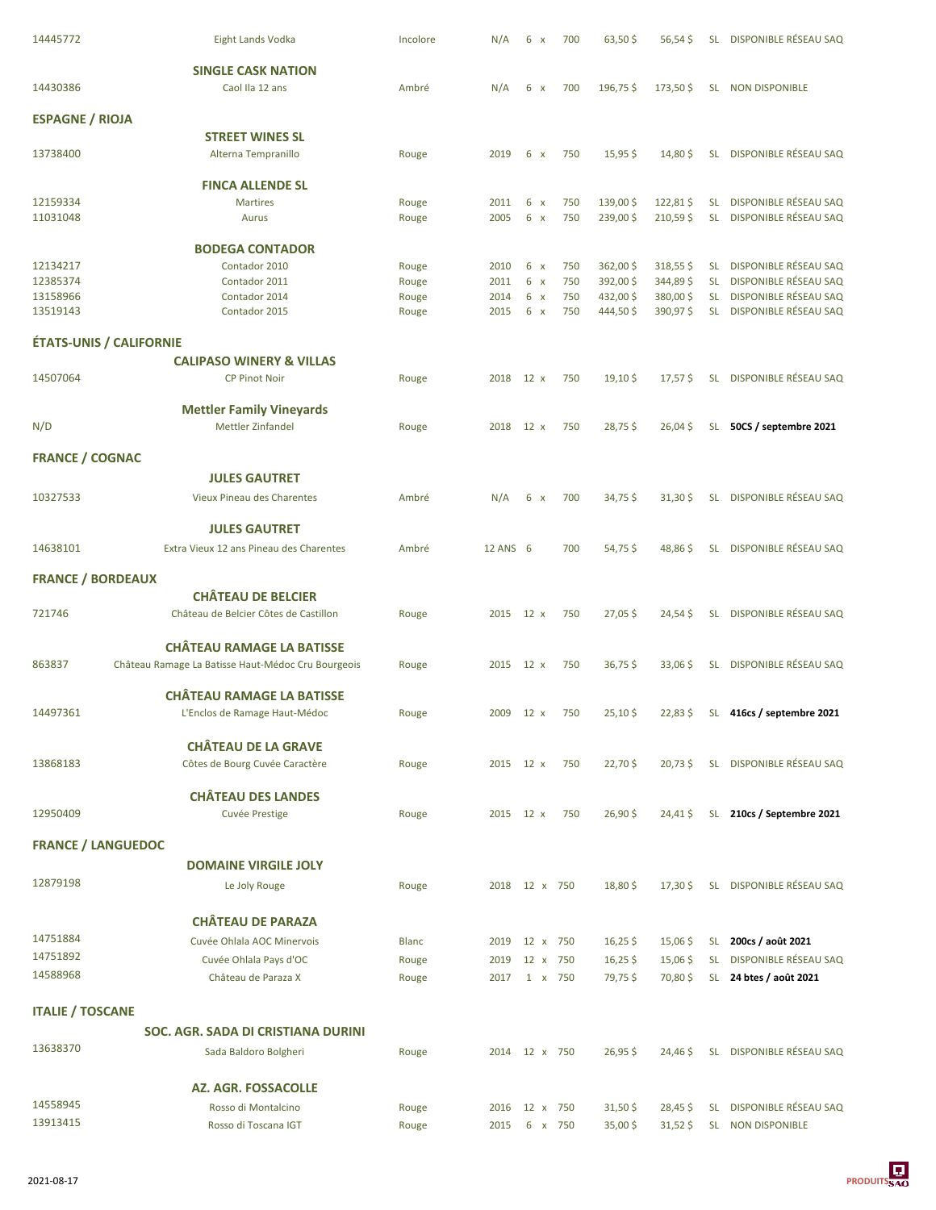| | | | | | | | | |
|---|---|---|---|---|---|---|---|---|
| 14445772 | Eight Lands Vodka | Incolore | N/A | 6 x | 700 | 63,50 $ | 56,54 $ | SL DISPONIBLE RÉSEAU SAQ |
| | **SINGLE CASK NATION** | | | | | | | |
| 14430386 | Caol Ila 12 ans | Ambré | N/A | 6 x | 700 | 196,75 $ | 173,50 $ | SL NON DISPONIBLE |

## ESPAGNE / RIOJA

| | | | | | | | | |
|---|---|---|---|---|---|---|---|---|
| | **STREET WINES SL** | | | | | | | |
| 13738400 | Alterna Tempranillo | Rouge | 2019 | 6 x | 750 | 15,95 $ | 14,80 $ | SL DISPONIBLE RÉSEAU SAQ |
| | **FINCA ALLENDE SL** | | | | | | | |
| 12159334 | Martires | Rouge | 2011 | 6 x | 750 | 139,00 $ | 122,81 $ | SL DISPONIBLE RÉSEAU SAQ |
| 11031048 | Aurus | Rouge | 2005 | 6 x | 750 | 239,00 $ | 210,59 $ | SL DISPONIBLE RÉSEAU SAQ |
| | **BODEGA CONTADOR** | | | | | | | |
| 12134217 | Contador 2010 | Rouge | 2010 | 6 x | 750 | 362,00 $ | 318,55 $ | SL DISPONIBLE RÉSEAU SAQ |
| 12385374 | Contador 2011 | Rouge | 2011 | 6 x | 750 | 392,00 $ | 344,89 $ | SL DISPONIBLE RÉSEAU SAQ |
| 13158966 | Contador 2014 | Rouge | 2014 | 6 x | 750 | 432,00 $ | 380,00 $ | SL DISPONIBLE RÉSEAU SAQ |
| 13519143 | Contador 2015 | Rouge | 2015 | 6 x | 750 | 444,50 $ | 390,97 $ | SL DISPONIBLE RÉSEAU SAQ |

## ÉTATS-UNIS / CALIFORNIE

| | | | | | | | | |
|---|---|---|---|---|---|---|---|---|
| | **CALIPASO WINERY & VILLAS** | | | | | | | |
| 14507064 | CP Pinot Noir | Rouge | 2018 | 12 x | 750 | 19,10 $ | 17,57 $ | SL DISPONIBLE RÉSEAU SAQ |
| | **Mettler Family Vineyards** | | | | | | | |
| N/D | Mettler Zinfandel | Rouge | 2018 | 12 x | 750 | 28,75 $ | 26,04 $ | SL **50CS / septembre 2021** |

## FRANCE / COGNAC

| | | | | | | | | |
|---|---|---|---|---|---|---|---|---|
| | **JULES GAUTRET** | | | | | | | |
| 10327533 | Vieux Pineau des Charentes | Ambré | N/A | 6 x | 700 | 34,75 $ | 31,30 $ | SL DISPONIBLE RÉSEAU SAQ |
| | **JULES GAUTRET** | | | | | | | |
| 14638101 | Extra Vieux 12 ans Pineau des Charentes | Ambré | 12 ANS | 6 | 700 | 54,75 $ | 48,86 $ | SL DISPONIBLE RÉSEAU SAQ |

## FRANCE / BORDEAUX

| | | | | | | | | |
|---|---|---|---|---|---|---|---|---|
| | **CHÂTEAU DE BELCIER** | | | | | | | |
| 721746 | Château de Belcier Côtes de Castillon | Rouge | 2015 | 12 x | 750 | 27,05 $ | 24,54 $ | SL DISPONIBLE RÉSEAU SAQ |
| | **CHÂTEAU RAMAGE LA BATISSE** | | | | | | | |
| 863837 | Château Ramage La Batisse Haut-Médoc Cru Bourgeois | Rouge | 2015 | 12 x | 750 | 36,75 $ | 33,06 $ | SL DISPONIBLE RÉSEAU SAQ |
| | **CHÂTEAU RAMAGE LA BATISSE** | | | | | | | |
| 14497361 | L'Enclos de Ramage Haut-Médoc | Rouge | 2009 | 12 x | 750 | 25,10 $ | 22,83 $ | SL **416cs / septembre 2021** |
| | **CHÂTEAU DE LA GRAVE** | | | | | | | |
| 13868183 | Côtes de Bourg Cuvée Caractère | Rouge | 2015 | 12 x | 750 | 22,70 $ | 20,73 $ | SL DISPONIBLE RÉSEAU SAQ |
| | **CHÂTEAU DES LANDES** | | | | | | | |
| 12950409 | Cuvée Prestige | Rouge | 2015 | 12 x | 750 | 26,90 $ | 24,41 $ | SL **210cs / Septembre 2021** |

## FRANCE / LANGUEDOC

| | | | | | | | | |
|---|---|---|---|---|---|---|---|---|
| | **DOMAINE VIRGILE JOLY** | | | | | | | |
| 12879198 | Le Joly Rouge | Rouge | 2018 | 12 x | 750 | 18,80 $ | 17,30 $ | SL DISPONIBLE RÉSEAU SAQ |
| | **CHÂTEAU DE PARAZA** | | | | | | | |
| 14751884 | Cuvée Ohlala AOC Minervois | Blanc | 2019 | 12 x | 750 | 16,25 $ | 15,06 $ | SL **200cs / août 2021** |
| 14751892 | Cuvée Ohlala Pays d'OC | Rouge | 2019 | 12 x | 750 | 16,25 $ | 15,06 $ | SL DISPONIBLE RÉSEAU SAQ |
| 14588968 | Château de Paraza X | Rouge | 2017 | 1 x | 750 | 79,75 $ | 70,80 $ | SL **24 btes / août 2021** |

## ITALIE / TOSCANE

| | | | | | | | | |
|---|---|---|---|---|---|---|---|---|
| | **SOC. AGR. SADA DI CRISTIANA DURINI** | | | | | | | |
| 13638370 | Sada Baldoro Bolgheri | Rouge | 2014 | 12 x | 750 | 26,95 $ | 24,46 $ | SL DISPONIBLE RÉSEAU SAQ |
| | **AZ. AGR. FOSSACOLLE** | | | | | | | |
| 14558945 | Rosso di Montalcino | Rouge | 2016 | 12 x | 750 | 31,50 $ | 28,45 $ | SL DISPONIBLE RÉSEAU SAQ |
| 13913415 | Rosso di Toscana IGT | Rouge | 2015 | 6 x | 750 | 35,00 $ | 31,52 $ | SL NON DISPONIBLE |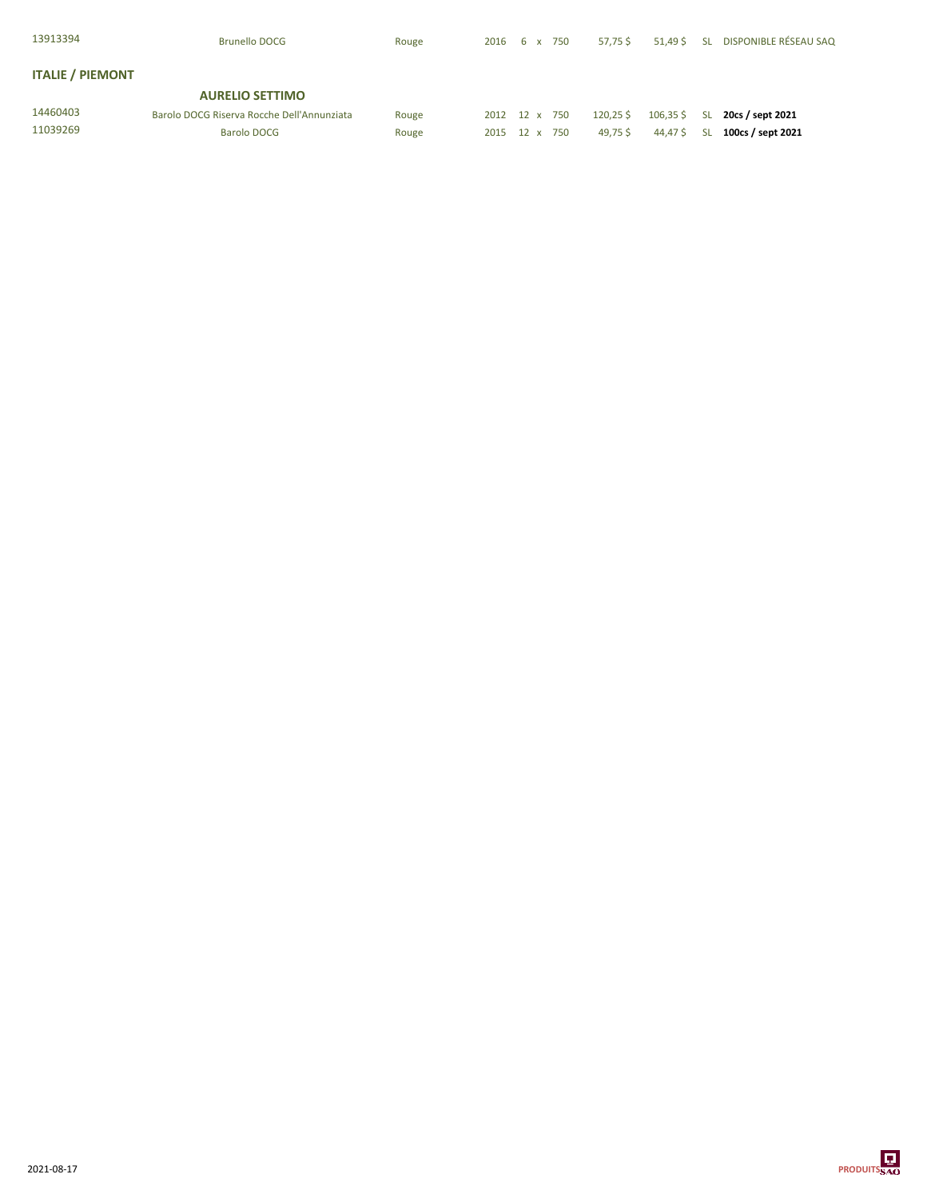| | | | | | | | | | | |
|---|---|---|---|---|---|---|---|---|---|---|
| 13913394 | Brunello DOCG | Rouge | 2016 | 6 | x | 750 | 57,75 $ | 51,49 $ | SL | DISPONIBLE RÉSEAU SAQ |

## ITALIE / PIEMONT

### AURELIO SETTIMO

| | | | | | | | | | | |
|---|---|---|---|---|---|---|---|---|---|---|
| 14460403 | Barolo DOCG Riserva Rocche Dell'Annunziata | Rouge | 2012 | 12 | x | 750 | 120,25 $ | 106,35 $ | SL | **20cs / sept 2021** |
| 11039269 | Barolo DOCG | Rouge | 2015 | 12 | x | 750 | 49,75 $ | 44,47 $ | SL | **100cs / sept 2021** |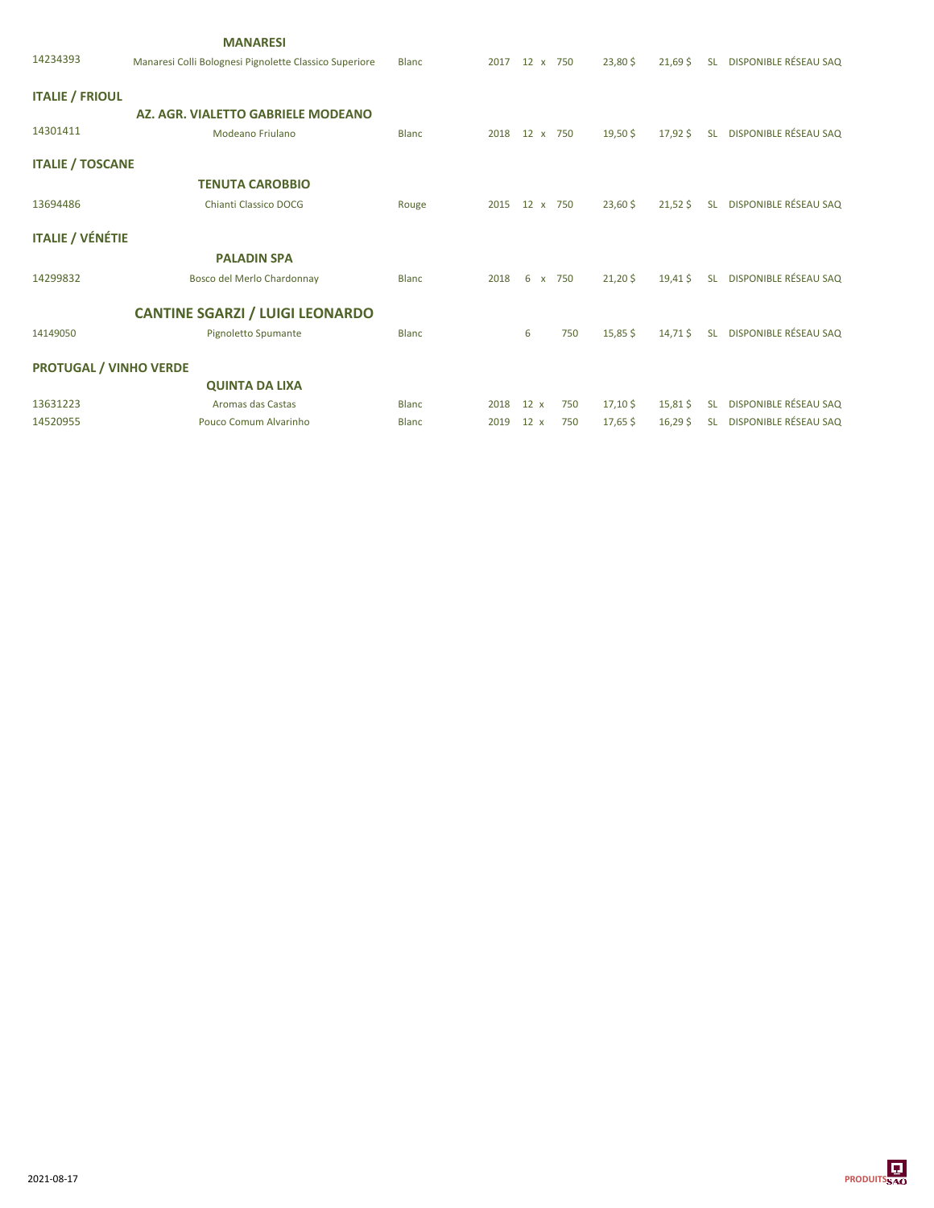| | | | | | | | | | |
|---|---|---|---|---|---|---|---|---|---|
| | **MANARESI** | | | | | | | | |
| 14234393 | Manaresi Colli Bolognesi Pignolette Classico Superiore | Blanc | 2017 | 12 x | 750 | 23,80 $ | 21,69 $ | SL | DISPONIBLE RÉSEAU SAQ |
| **ITALIE / FRIOUL** | | | | | | | | | |
| | **AZ. AGR. VIALETTO GABRIELE MODEANO** | | | | | | | | |
| 14301411 | Modeano Friulano | Blanc | 2018 | 12 x | 750 | 19,50 $ | 17,92 $ | SL | DISPONIBLE RÉSEAU SAQ |
| **ITALIE / TOSCANE** | | | | | | | | | |
| | **TENUTA CAROBBIO** | | | | | | | | |
| 13694486 | Chianti Classico DOCG | Rouge | 2015 | 12 x | 750 | 23,60 $ | 21,52 $ | SL | DISPONIBLE RÉSEAU SAQ |
| **ITALIE / VÉNÉTIE** | | | | | | | | | |
| | **PALADIN SPA** | | | | | | | | |
| 14299832 | Bosco del Merlo Chardonnay | Blanc | 2018 | 6 x | 750 | 21,20 $ | 19,41 $ | SL | DISPONIBLE RÉSEAU SAQ |
| | **CANTINE SGARZI / LUIGI LEONARDO** | | | | | | | | |
| 14149050 | Pignoletto Spumante | Blanc | | 6 | 750 | 15,85 $ | 14,71 $ | SL | DISPONIBLE RÉSEAU SAQ |
| **PROTUGAL / VINHO VERDE** | | | | | | | | | |
| | **QUINTA DA LIXA** | | | | | | | | |
| 13631223 | Aromas das Castas | Blanc | 2018 | 12 x | 750 | 17,10 $ | 15,81 $ | SL | DISPONIBLE RÉSEAU SAQ |
| 14520955 | Pouco Comum Alvarinho | Blanc | 2019 | 12 x | 750 | 17,65 $ | 16,29 $ | SL | DISPONIBLE RÉSEAU SAQ |